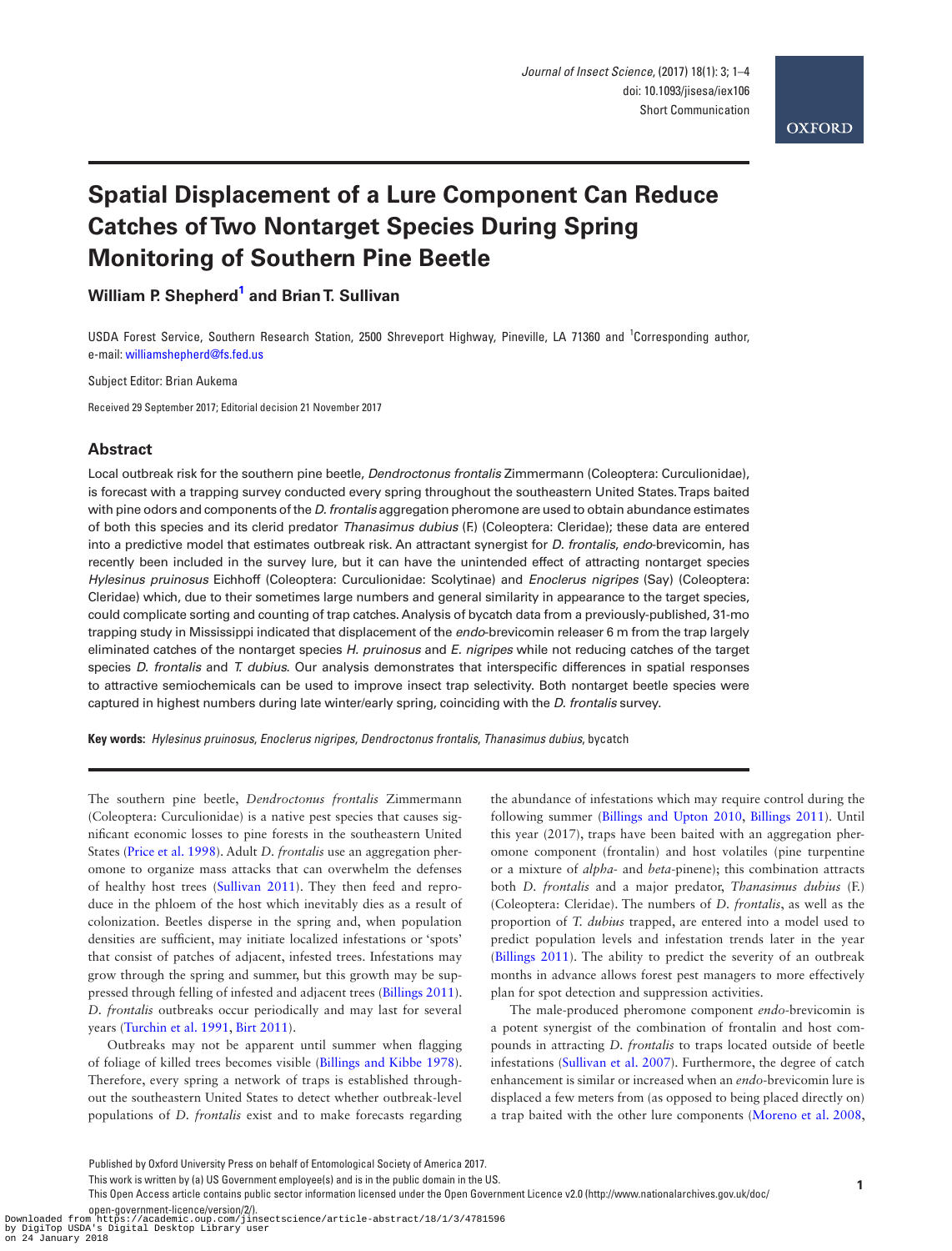# Spatial Displacement of a Lure Component Can Reduce Catches of Two Nontarget Species During Spring Monitoring of Southern Pine Beetle

**William P. Shepherd[1] and Brian T. Sullivan**

USDA Forest Service, Southern Research Station, 2500 Shreveport Highway, Pineville, LA 71360 and [1]Corresponding author, e-mail: williamshepherd@fs.fed.us

Subject Editor: Brian Aukema

Received 29 September 2017; Editorial decision 21 November 2017

## Abstract

Local outbreak risk for the southern pine beetle, *Dendroctonus frontalis* Zimmermann (Coleoptera: Curculionidae), is forecast with a trapping survey conducted every spring throughout the southeastern United States. Traps baited with pine odors and components of the *D. frontalis* aggregation pheromone are used to obtain abundance estimates of both this species and its clerid predator *Thanasimus dubius* (F.) (Coleoptera: Cleridae); these data are entered into a predictive model that estimates outbreak risk. An attractant synergist for *D. frontalis*, *endo*-brevicomin, has recently been included in the survey lure, but it can have the unintended effect of attracting nontarget species *Hylesinus pruinosus* Eichhoff (Coleoptera: Curculionidae: Scolytinae) and *Enoclerus nigripes* (Say) (Coleoptera: Cleridae) which, due to their sometimes large numbers and general similarity in appearance to the target species, could complicate sorting and counting of trap catches. Analysis of bycatch data from a previously-published, 31-mo trapping study in Mississippi indicated that displacement of the *endo*-brevicomin releaser 6 m from the trap largely eliminated catches of the nontarget species *H. pruinosus* and *E. nigripes* while not reducing catches of the target species *D. frontalis* and *T. dubius*. Our analysis demonstrates that interspecific differences in spatial responses to attractive semiochemicals can be used to improve insect trap selectivity. Both nontarget beetle species were captured in highest numbers during late winter/early spring, coinciding with the *D. frontalis* survey.

**Key words:** *Hylesinus pruinosus*, *Enoclerus nigripes*, *Dendroctonus frontalis*, *Thanasimus dubius*, bycatch

The southern pine beetle, *Dendroctonus frontalis* Zimmermann (Coleoptera: Curculionidae) is a native pest species that causes significant economic losses to pine forests in the southeastern United States (Price et al. 1998). Adult *D. frontalis* use an aggregation pheromone to organize mass attacks that can overwhelm the defenses of healthy host trees (Sullivan 2011). They then feed and reproduce in the phloem of the host which inevitably dies as a result of colonization. Beetles disperse in the spring and, when population densities are sufficient, may initiate localized infestations or 'spots' that consist of patches of adjacent, infested trees. Infestations may grow through the spring and summer, but this growth may be suppressed through felling of infested and adjacent trees (Billings 2011). *D. frontalis* outbreaks occur periodically and may last for several years (Turchin et al. 1991, Birt 2011).

Outbreaks may not be apparent until summer when flagging of foliage of killed trees becomes visible (Billings and Kibbe 1978). Therefore, every spring a network of traps is established throughout the southeastern United States to detect whether outbreak-level populations of *D. frontalis* exist and to make forecasts regarding the abundance of infestations which may require control during the following summer (Billings and Upton 2010, Billings 2011). Until this year (2017), traps have been baited with an aggregation pheromone component (frontalin) and host volatiles (pine turpentine or a mixture of *alpha*- and *beta*-pinene); this combination attracts both *D. frontalis* and a major predator, *Thanasimus dubius* (F.) (Coleoptera: Cleridae). The numbers of *D. frontalis*, as well as the proportion of *T. dubius* trapped, are entered into a model used to predict population levels and infestation trends later in the year (Billings 2011). The ability to predict the severity of an outbreak months in advance allows forest pest managers to more effectively plan for spot detection and suppression activities.

The male-produced pheromone component *endo*-brevicomin is a potent synergist of the combination of frontalin and host compounds in attracting *D. frontalis* to traps located outside of beetle infestations (Sullivan et al. 2007). Furthermore, the degree of catch enhancement is similar or increased when an *endo*-brevicomin lure is displaced a few meters from (as opposed to being placed directly on) a trap baited with the other lure components (Moreno et al. 2008,

Published by Oxford University Press on behalf of Entomological Society of America 2017.

This work is written by (a) US Government employee(s) and is in the public domain in the US.

This Open Access article contains public sector information licensed under the Open Government Licence v2.0 (http://www.nationalarchives.gov.uk/doc/open-government-licence/version/2/).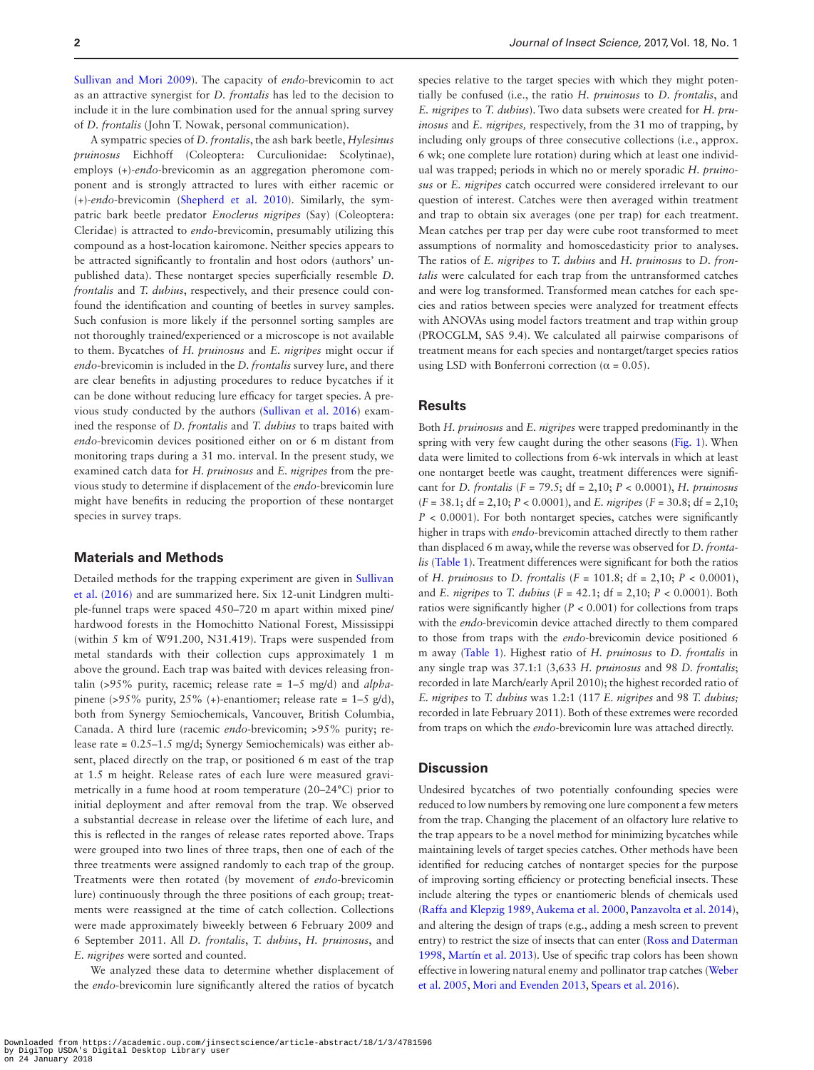Sullivan and Mori 2009). The capacity of *endo*-brevicomin to act as an attractive synergist for *D. frontalis* has led to the decision to include it in the lure combination used for the annual spring survey of *D. frontalis* (John T. Nowak, personal communication).

A sympatric species of *D. frontalis*, the ash bark beetle, *Hylesinus pruinosus* Eichhoff (Coleoptera: Curculionidae: Scolytinae), employs (+)-*endo*-brevicomin as an aggregation pheromone component and is strongly attracted to lures with either racemic or (+)-*endo*-brevicomin (Shepherd et al. 2010). Similarly, the sympatric bark beetle predator *Enoclerus nigripes* (Say) (Coleoptera: Cleridae) is attracted to *endo*-brevicomin, presumably utilizing this compound as a host-location kairomone. Neither species appears to be attracted significantly to frontalin and host odors (authors' unpublished data). These nontarget species superficially resemble *D. frontalis* and *T. dubius*, respectively, and their presence could confound the identification and counting of beetles in survey samples. Such confusion is more likely if the personnel sorting samples are not thoroughly trained/experienced or a microscope is not available to them. Bycatches of *H. pruinosus* and *E. nigripes* might occur if *endo*-brevicomin is included in the *D. frontalis* survey lure, and there are clear benefits in adjusting procedures to reduce bycatches if it can be done without reducing lure efficacy for target species. A previous study conducted by the authors (Sullivan et al. 2016) examined the response of *D. frontalis* and *T. dubius* to traps baited with *endo*-brevicomin devices positioned either on or 6 m distant from monitoring traps during a 31 mo. interval. In the present study, we examined catch data for *H. pruinosus* and *E. nigripes* from the previous study to determine if displacement of the *endo*-brevicomin lure might have benefits in reducing the proportion of these nontarget species in survey traps.

## Materials and Methods

Detailed methods for the trapping experiment are given in Sullivan et al. (2016) and are summarized here. Six 12-unit Lindgren multiple-funnel traps were spaced 450–720 m apart within mixed pine/hardwood forests in the Homochitto National Forest, Mississippi (within 5 km of W91.200, N31.419). Traps were suspended from metal standards with their collection cups approximately 1 m above the ground. Each trap was baited with devices releasing frontalin (>95% purity, racemic; release rate = 1–5 mg/d) and *alpha*-pinene (>95% purity, 25% (+)-enantiomer; release rate = 1–5 g/d), both from Synergy Semiochemicals, Vancouver, British Columbia, Canada. A third lure (racemic *endo*-brevicomin; >95% purity; release rate = 0.25–1.5 mg/d; Synergy Semiochemicals) was either absent, placed directly on the trap, or positioned 6 m east of the trap at 1.5 m height. Release rates of each lure were measured gravimetrically in a fume hood at room temperature (20–24°C) prior to initial deployment and after removal from the trap. We observed a substantial decrease in release over the lifetime of each lure, and this is reflected in the ranges of release rates reported above. Traps were grouped into two lines of three traps, then one of each of the three treatments were assigned randomly to each trap of the group. Treatments were then rotated (by movement of *endo*-brevicomin lure) continuously through the three positions of each group; treatments were reassigned at the time of catch collection. Collections were made approximately biweekly between 6 February 2009 and 6 September 2011. All *D. frontalis*, *T. dubius*, *H. pruinosus*, and *E. nigripes* were sorted and counted.

We analyzed these data to determine whether displacement of the *endo*-brevicomin lure significantly altered the ratios of bycatch species relative to the target species with which they might potentially be confused (i.e., the ratio *H. pruinosus* to *D. frontalis*, and *E. nigripes* to *T. dubius*). Two data subsets were created for *H. pruinosus* and *E. nigripes,* respectively, from the 31 mo of trapping, by including only groups of three consecutive collections (i.e., approx. 6 wk; one complete lure rotation) during which at least one individual was trapped; periods in which no or merely sporadic *H. pruinosus* or *E. nigripes* catch occurred were considered irrelevant to our question of interest. Catches were then averaged within treatment and trap to obtain six averages (one per trap) for each treatment. Mean catches per trap per day were cube root transformed to meet assumptions of normality and homoscedasticity prior to analyses. The ratios of *E. nigripes* to *T. dubius* and *H. pruinosus* to *D. frontalis* were calculated for each trap from the untransformed catches and were log transformed. Transformed mean catches for each species and ratios between species were analyzed for treatment effects with ANOVAs using model factors treatment and trap within group (PROCGLM, SAS 9.4). We calculated all pairwise comparisons of treatment means for each species and nontarget/target species ratios using LSD with Bonferroni correction ($\alpha = 0.05$).

## Results

Both *H. pruinosus* and *E. nigripes* were trapped predominantly in the spring with very few caught during the other seasons (Fig. 1). When data were limited to collections from 6-wk intervals in which at least one nontarget beetle was caught, treatment differences were significant for *D. frontalis* ($F = 79.5$; df = 2,10; $P < 0.0001$), *H. pruinosus* ($F = 38.1$; df = 2,10; $P < 0.0001$), and *E. nigripes* ($F = 30.8$; df = 2,10; $P < 0.0001$). For both nontarget species, catches were significantly higher in traps with *endo*-brevicomin attached directly to them rather than displaced 6 m away, while the reverse was observed for *D. frontalis* (Table 1). Treatment differences were significant for both the ratios of *H. pruinosus* to *D. frontalis* ($F = 101.8$; df = 2,10; $P < 0.0001$), and *E. nigripes* to *T. dubius* ($F = 42.1$; df = 2,10; $P < 0.0001$). Both ratios were significantly higher ($P < 0.001$) for collections from traps with the *endo*-brevicomin device attached directly to them compared to those from traps with the *endo*-brevicomin device positioned 6 m away (Table 1). Highest ratio of *H. pruinosus* to *D. frontalis* in any single trap was 37.1:1 (3,633 *H. pruinosus* and 98 *D. frontalis*; recorded in late March/early April 2010); the highest recorded ratio of *E. nigripes* to *T. dubius* was 1.2:1 (117 *E. nigripes* and 98 *T. dubius;* recorded in late February 2011). Both of these extremes were recorded from traps on which the *endo*-brevicomin lure was attached directly.

## Discussion

Undesired bycatches of two potentially confounding species were reduced to low numbers by removing one lure component a few meters from the trap. Changing the placement of an olfactory lure relative to the trap appears to be a novel method for minimizing bycatches while maintaining levels of target species catches. Other methods have been identified for reducing catches of nontarget species for the purpose of improving sorting efficiency or protecting beneficial insects. These include altering the types or enantiomeric blends of chemicals used (Raffa and Klepzig 1989, Aukema et al. 2000, Panzavolta et al. 2014), and altering the design of traps (e.g., adding a mesh screen to prevent entry) to restrict the size of insects that can enter (Ross and Daterman 1998, Martín et al. 2013). Use of specific trap colors has been shown effective in lowering natural enemy and pollinator trap catches (Weber et al. 2005, Mori and Evenden 2013, Spears et al. 2016).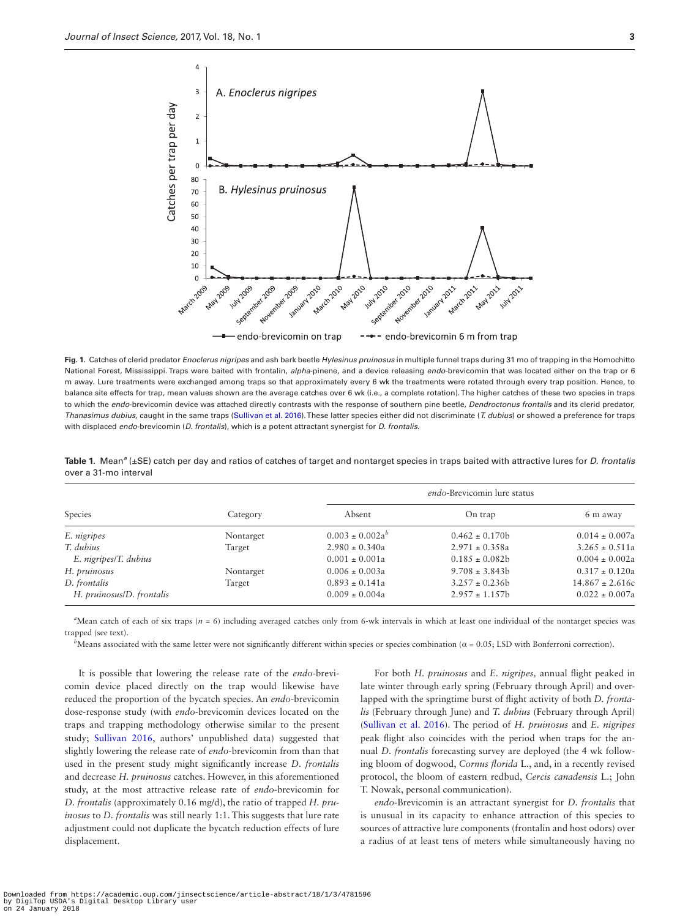**Fig. 1.** Catches of clerid predator *Enoclerus nigripes* and ash bark beetle *Hylesinus pruinosus* in multiple funnel traps during 31 mo of trapping in the Homochitto National Forest, Mississippi. Traps were baited with frontalin, *alpha*-pinene, and a device releasing *endo*-brevicomin that was located either on the trap or 6 m away. Lure treatments were exchanged among traps so that approximately every 6 wk the treatments were rotated through every trap position. Hence, to balance site effects for trap, mean values shown are the average catches over 6 wk (i.e., a complete rotation). The higher catches of these two species in traps to which the *endo*-brevicomin device was attached directly contrasts with the response of southern pine beetle, *Dendroctonus frontalis* and its clerid predator, *Thanasimus dubius*, caught in the same traps (Sullivan et al. 2016). These latter species either did not discriminate (*T. dubius*) or showed a preference for traps with displaced *endo*-brevicomin (*D. frontalis*), which is a potent attractant synergist for *D. frontalis*.

**Table 1.** Mean[a] (±SE) catch per day and ratios of catches of target and nontarget species in traps baited with attractive lures for *D. frontalis* over a 31-mo interval

| Species | Category | *endo*-Brevicomin lure status | | |
|---|---|---|---|---|
| | | Absent | On trap | 6 m away |
| *E. nigripes* | Nontarget | 0.003 ± 0.002a[b] | 0.462 ± 0.170b | 0.014 ± 0.007a |
| *T. dubius* | Target | 2.980 ± 0.340a | 2.971 ± 0.358a | 3.265 ± 0.511a |
| *E. nigripes*/*T. dubius* | | 0.001 ± 0.001a | 0.185 ± 0.082b | 0.004 ± 0.002a |
| *H. pruinosus* | Nontarget | 0.006 ± 0.003a | 9.708 ± 3.843b | 0.317 ± 0.120a |
| *D. frontalis* | Target | 0.893 ± 0.141a | 3.257 ± 0.236b | 14.867 ± 2.616c |
| *H. pruinosus*/*D. frontalis* | | 0.009 ± 0.004a | 2.957 ± 1.157b | 0.022 ± 0.007a |

[a]Mean catch of each of six traps ($n$ = 6) including averaged catches only from 6-wk intervals in which at least one individual of the nontarget species was trapped (see text).

[b]Means associated with the same letter were not significantly different within species or species combination ($\alpha$ = 0.05; LSD with Bonferroni correction).

It is possible that lowering the release rate of the *endo*-brevicomin device placed directly on the trap would likewise have reduced the proportion of the bycatch species. An *endo*-brevicomin dose-response study (with *endo*-brevicomin devices located on the traps and trapping methodology otherwise similar to the present study; Sullivan 2016, authors' unpublished data) suggested that slightly lowering the release rate of *endo*-brevicomin from than that used in the present study might significantly increase *D. frontalis* and decrease *H. pruinosus* catches. However, in this aforementioned study, at the most attractive release rate of *endo*-brevicomin for *D. frontalis* (approximately 0.16 mg/d), the ratio of trapped *H. pruinosus* to *D. frontalis* was still nearly 1:1. This suggests that lure rate adjustment could not duplicate the bycatch reduction effects of lure displacement.

For both *H. pruinosus* and *E. nigripes*, annual flight peaked in late winter through early spring (February through April) and overlapped with the springtime burst of flight activity of both *D. frontalis* (February through June) and *T. dubius* (February through April) (Sullivan et al. 2016). The period of *H. pruinosus* and *E. nigripes* peak flight also coincides with the period when traps for the annual *D. frontalis* forecasting survey are deployed (the 4 wk following bloom of dogwood, *Cornus florida* L., and, in a recently revised protocol, the bloom of eastern redbud, *Cercis canadensis* L.; John T. Nowak, personal communication).

*endo*-Brevicomin is an attractant synergist for *D. frontalis* that is unusual in its capacity to enhance attraction of this species to sources of attractive lure components (frontalin and host odors) over a radius of at least tens of meters while simultaneously having no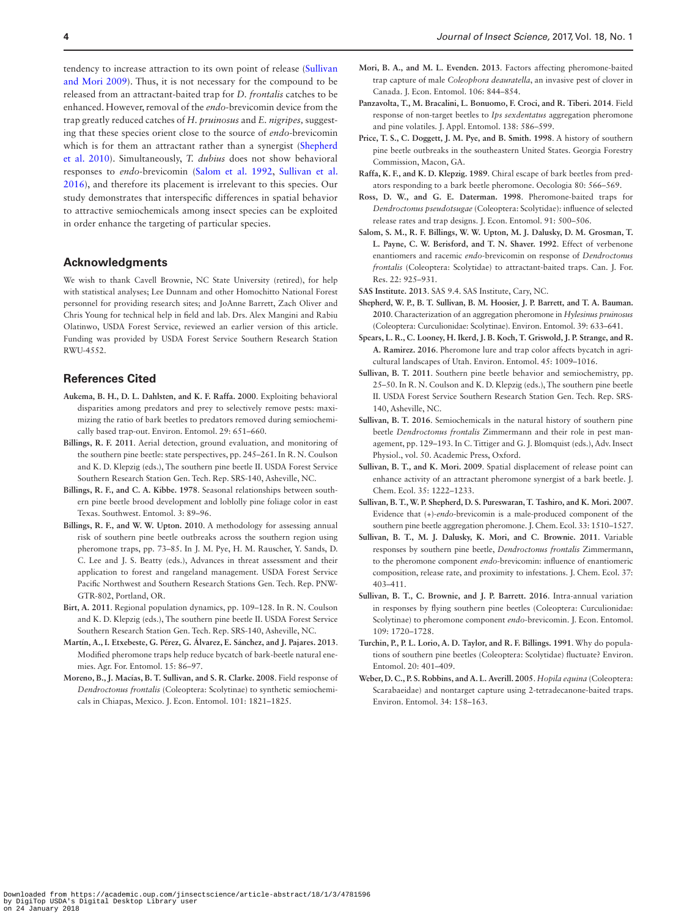tendency to increase attraction to its own point of release (Sullivan and Mori 2009). Thus, it is not necessary for the compound to be released from an attractant-baited trap for *D. frontalis* catches to be enhanced. However, removal of the *endo*-brevicomin device from the trap greatly reduced catches of *H. pruinosus* and *E. nigripes,* suggesting that these species orient close to the source of *endo*-brevicomin which is for them an attractant rather than a synergist (Shepherd et al. 2010). Simultaneously, *T. dubius* does not show behavioral responses to *endo*-brevicomin (Salom et al. 1992, Sullivan et al. 2016), and therefore its placement is irrelevant to this species. Our study demonstrates that interspecific differences in spatial behavior to attractive semiochemicals among insect species can be exploited in order enhance the targeting of particular species.

## Acknowledgments

We wish to thank Cavell Brownie, NC State University (retired), for help with statistical analyses; Lee Dunnam and other Homochitto National Forest personnel for providing research sites; and JoAnne Barrett, Zach Oliver and Chris Young for technical help in field and lab. Drs. Alex Mangini and Rabiu Olatinwo, USDA Forest Service, reviewed an earlier version of this article. Funding was provided by USDA Forest Service Southern Research Station RWU-4552.

## References Cited

**Aukema, B. H., D. L. Dahlsten, and K. F. Raffa. 2000**. Exploiting behavioral disparities among predators and prey to selectively remove pests: maximizing the ratio of bark beetles to predators removed during semiochemically based trap-out. Environ. Entomol. 29: 651–660.

**Billings, R. F. 2011**. Aerial detection, ground evaluation, and monitoring of the southern pine beetle: state perspectives, pp. 245–261. In R. N. Coulson and K. D. Klepzig (eds.), The southern pine beetle II. USDA Forest Service Southern Research Station Gen. Tech. Rep. SRS-140, Asheville, NC.

**Billings, R. F., and C. A. Kibbe. 1978**. Seasonal relationships between southern pine beetle brood development and loblolly pine foliage color in east Texas. Southwest. Entomol. 3: 89–96.

**Billings, R. F., and W. W. Upton. 2010**. A methodology for assessing annual risk of southern pine beetle outbreaks across the southern region using pheromone traps, pp. 73–85. In J. M. Pye, H. M. Rauscher, Y. Sands, D. C. Lee and J. S. Beatty (eds.), Advances in threat assessment and their application to forest and rangeland management. USDA Forest Service Pacific Northwest and Southern Research Stations Gen. Tech. Rep. PNW-GTR-802, Portland, OR.

**Birt, A. 2011**. Regional population dynamics, pp. 109–128. In R. N. Coulson and K. D. Klepzig (eds.), The southern pine beetle II. USDA Forest Service Southern Research Station Gen. Tech. Rep. SRS-140, Asheville, NC.

**Martín, A., I. Etxebeste, G. Pérez, G. Álvarez, E. Sánchez, and J. Pajares. 2013**. Modified pheromone traps help reduce bycatch of bark-beetle natural enemies. Agr. For. Entomol. 15: 86–97.

**Moreno, B., J. Macías, B. T. Sullivan, and S. R. Clarke. 2008**. Field response of *Dendroctonus frontalis* (Coleoptera: Scolytinae) to synthetic semiochemicals in Chiapas, Mexico. J. Econ. Entomol. 101: 1821–1825.

**Mori, B. A., and M. L. Evenden. 2013**. Factors affecting pheromone-baited trap capture of male *Coleophora deauratella*, an invasive pest of clover in Canada. J. Econ. Entomol. 106: 844–854.

**Panzavolta, T., M. Bracalini, L. Bonuomo, F. Croci, and R. Tiberi. 2014**. Field response of non-target beetles to *Ips sexdentatus* aggregation pheromone and pine volatiles. J. Appl. Entomol. 138: 586–599.

**Price, T. S., C. Doggett, J. M. Pye, and B. Smith. 1998**. A history of southern pine beetle outbreaks in the southeastern United States. Georgia Forestry Commission, Macon, GA.

**Raffa, K. F., and K. D. Klepzig. 1989**. Chiral escape of bark beetles from predators responding to a bark beetle pheromone. Oecologia 80: 566–569.

**Ross, D. W., and G. E. Daterman. 1998**. Pheromone-baited traps for *Dendroctonus pseudotsugae* (Coleoptera: Scolytidae): influence of selected release rates and trap designs. J. Econ. Entomol. 91: 500–506.

**Salom, S. M., R. F. Billings, W. W. Upton, M. J. Dalusky, D. M. Grosman, T. L. Payne, C. W. Berisford, and T. N. Shaver. 1992**. Effect of verbenone enantiomers and racemic *endo*-brevicomin on response of *Dendroctonus frontalis* (Coleoptera: Scolytidae) to attractant-baited traps. Can. J. For. Res. 22: 925–931.

**SAS Institute. 2013**. SAS 9.4. SAS Institute, Cary, NC.

**Shepherd, W. P., B. T. Sullivan, B. M. Hoosier, J. P. Barrett, and T. A. Bauman. 2010**. Characterization of an aggregation pheromone in *Hylesinus pruinosus* (Coleoptera: Curculionidae: Scolytinae). Environ. Entomol. 39: 633–641.

**Spears, L. R., C. Looney, H. Ikerd, J. B. Koch, T. Griswold, J. P. Strange, and R. A. Ramirez. 2016**. Pheromone lure and trap color affects bycatch in agricultural landscapes of Utah. Environ. Entomol. 45: 1009–1016.

**Sullivan, B. T. 2011**. Southern pine beetle behavior and semiochemistry, pp. 25–50. In R. N. Coulson and K. D. Klepzig (eds.), The southern pine beetle II. USDA Forest Service Southern Research Station Gen. Tech. Rep. SRS-140, Asheville, NC.

**Sullivan, B. T. 2016**. Semiochemicals in the natural history of southern pine beetle *Dendroctonus frontalis* Zimmermann and their role in pest management, pp. 129–193. In C. Tittiger and G. J. Blomquist (eds.), Adv. Insect Physiol., vol. 50. Academic Press, Oxford.

**Sullivan, B. T., and K. Mori. 2009**. Spatial displacement of release point can enhance activity of an attractant pheromone synergist of a bark beetle. J. Chem. Ecol. 35: 1222–1233.

**Sullivan, B. T., W. P. Shepherd, D. S. Pureswaran, T. Tashiro, and K. Mori. 2007**. Evidence that (+)-*endo*-brevicomin is a male-produced component of the southern pine beetle aggregation pheromone. J. Chem. Ecol. 33: 1510–1527.

**Sullivan, B. T., M. J. Dalusky, K. Mori, and C. Brownie. 2011**. Variable responses by southern pine beetle, *Dendroctonus frontalis* Zimmermann, to the pheromone component *endo*-brevicomin: influence of enantiomeric composition, release rate, and proximity to infestations. J. Chem. Ecol. 37: 403–411.

**Sullivan, B. T., C. Brownie, and J. P. Barrett. 2016**. Intra-annual variation in responses by flying southern pine beetles (Coleoptera: Curculionidae: Scolytinae) to pheromone component *endo*-brevicomin. J. Econ. Entomol. 109: 1720–1728.

**Turchin, P., P. L. Lorio, A. D. Taylor, and R. F. Billings. 1991**. Why do populations of southern pine beetles (Coleoptera: Scolytidae) fluctuate? Environ. Entomol. 20: 401–409.

**Weber, D. C., P. S. Robbins, and A. L. Averill. 2005**. *Hopila equina* (Coleoptera: Scarabaeidae) and nontarget capture using 2-tetradecanone-baited traps. Environ. Entomol. 34: 158–163.